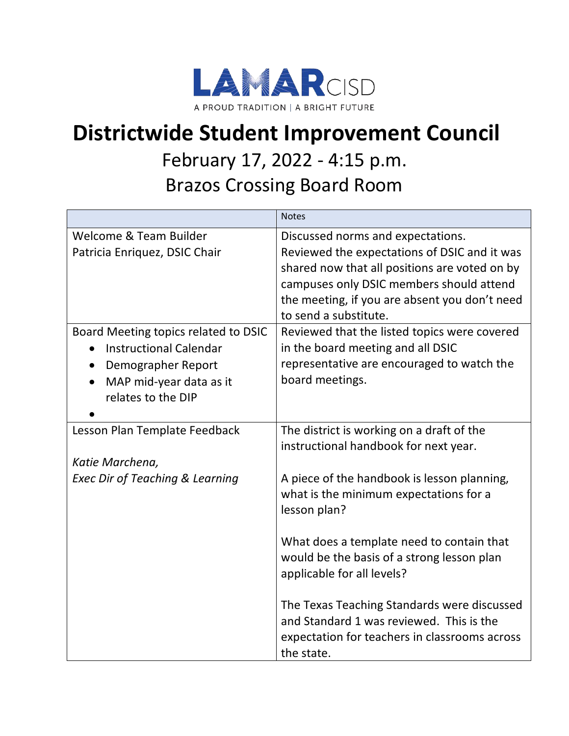LAMAR CISD

A PROUD TRADITION | A BRIGHT FUTURE

# Districtwide Student Improvement Council

## February 17, 2022 - 4:15 p.m.

## Brazos Crossing Board Room

| | Notes |
|---|---|
| Welcome & Team Builder<br>Patricia Enriquez, DSIC Chair | Discussed norms and expectations.<br>Reviewed the expectations of DSIC and it was shared now that all positions are voted on by campuses only DSIC members should attend the meeting, if you are absent you don't need to send a substitute. |
| Board Meeting topics related to DSIC<br>• Instructional Calendar<br>• Demographer Report<br>• MAP mid-year data as it relates to the DIP<br>• | Reviewed that the listed topics were covered in the board meeting and all DSIC representative are encouraged to watch the board meetings. |
| Lesson Plan Template Feedback<br><br>*Katie Marchena,*<br>*Exec Dir of Teaching & Learning* | The district is working on a draft of the instructional handbook for next year.<br><br>A piece of the handbook is lesson planning, what is the minimum expectations for a lesson plan?<br><br>What does a template need to contain that would be the basis of a strong lesson plan applicable for all levels?<br><br>The Texas Teaching Standards were discussed and Standard 1 was reviewed. This is the expectation for teachers in classrooms across the state. |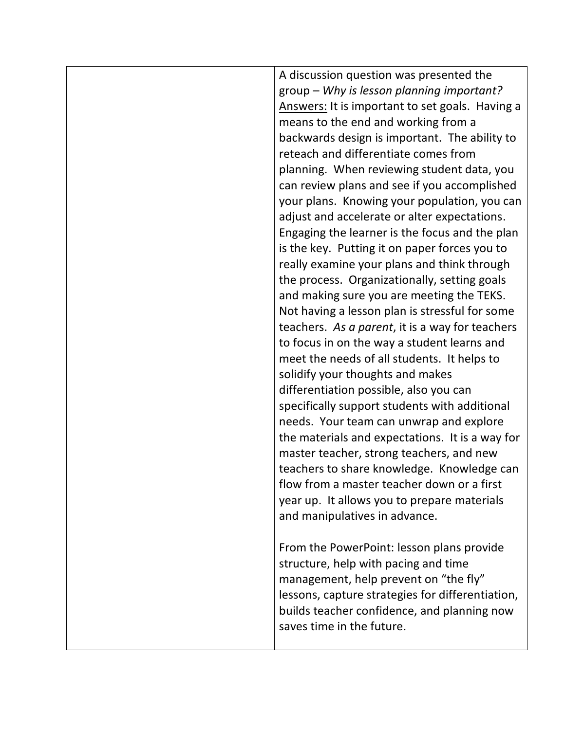| | |
|---|---|
| | A discussion question was presented the group – *Why is lesson planning important?* Answers: It is important to set goals. Having a means to the end and working from a backwards design is important. The ability to reteach and differentiate comes from planning. When reviewing student data, you can review plans and see if you accomplished your plans. Knowing your population, you can adjust and accelerate or alter expectations. Engaging the learner is the focus and the plan is the key. Putting it on paper forces you to really examine your plans and think through the process. Organizationally, setting goals and making sure you are meeting the TEKS. Not having a lesson plan is stressful for some teachers. *As a parent*, it is a way for teachers to focus in on the way a student learns and meet the needs of all students. It helps to solidify your thoughts and makes differentiation possible, also you can specifically support students with additional needs. Your team can unwrap and explore the materials and expectations. It is a way for master teacher, strong teachers, and new teachers to share knowledge. Knowledge can flow from a master teacher down or a first year up. It allows you to prepare materials and manipulatives in advance.<br><br>From the PowerPoint: lesson plans provide structure, help with pacing and time management, help prevent on "the fly" lessons, capture strategies for differentiation, builds teacher confidence, and planning now saves time in the future. |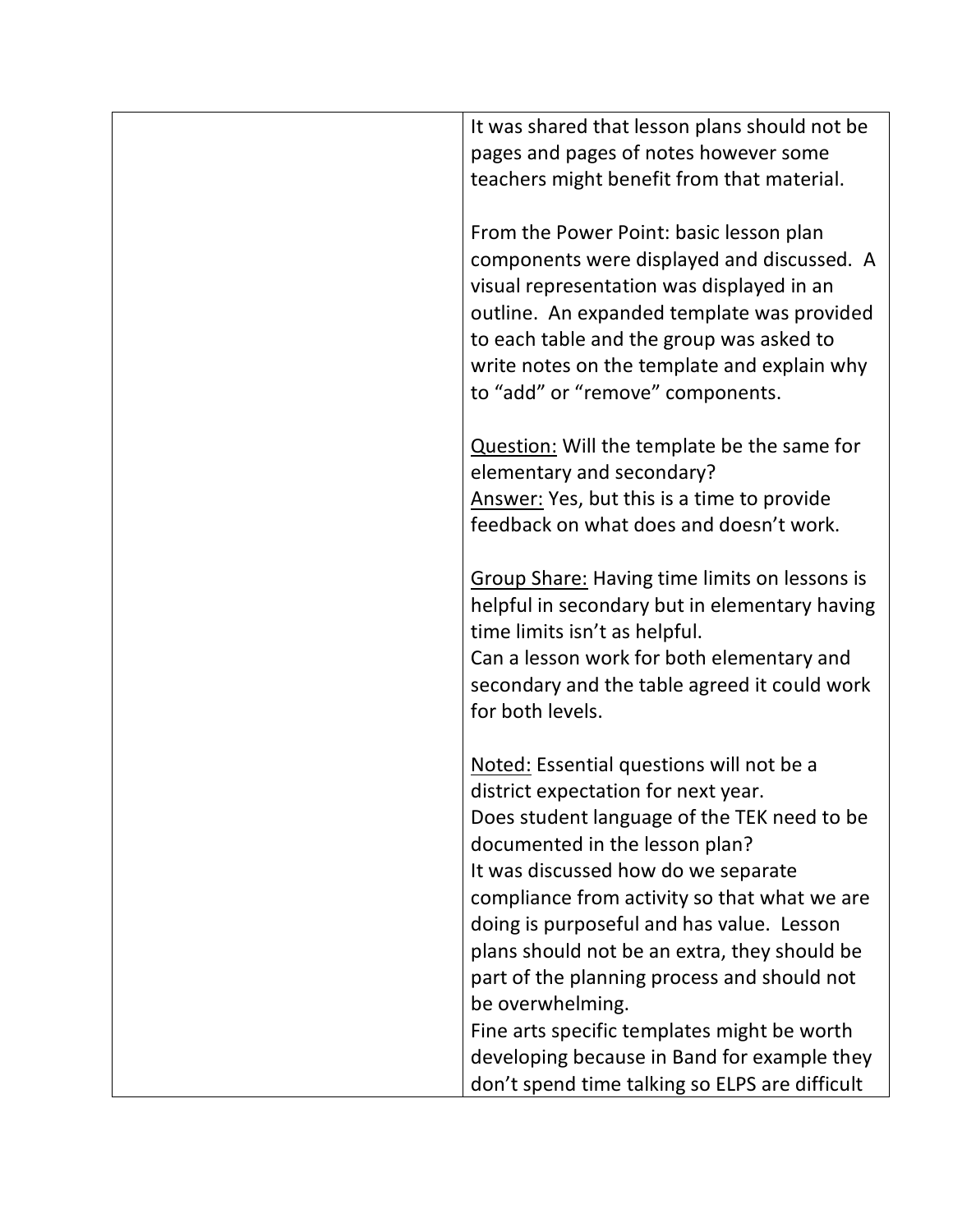| | |
|---|---|
| | It was shared that lesson plans should not be pages and pages of notes however some teachers might benefit from that material.<br><br>From the Power Point: basic lesson plan components were displayed and discussed. A visual representation was displayed in an outline. An expanded template was provided to each table and the group was asked to write notes on the template and explain why to "add" or "remove" components.<br><br><u>Question:</u> Will the template be the same for elementary and secondary?<br><u>Answer:</u> Yes, but this is a time to provide feedback on what does and doesn't work.<br><br><u>Group Share:</u> Having time limits on lessons is helpful in secondary but in elementary having time limits isn't as helpful.<br>Can a lesson work for both elementary and secondary and the table agreed it could work for both levels.<br><br><u>Noted:</u> Essential questions will not be a district expectation for next year.<br>Does student language of the TEK need to be documented in the lesson plan?<br>It was discussed how do we separate compliance from activity so that what we are doing is purposeful and has value. Lesson plans should not be an extra, they should be part of the planning process and should not be overwhelming.<br>Fine arts specific templates might be worth developing because in Band for example they don't spend time talking so ELPS are difficult |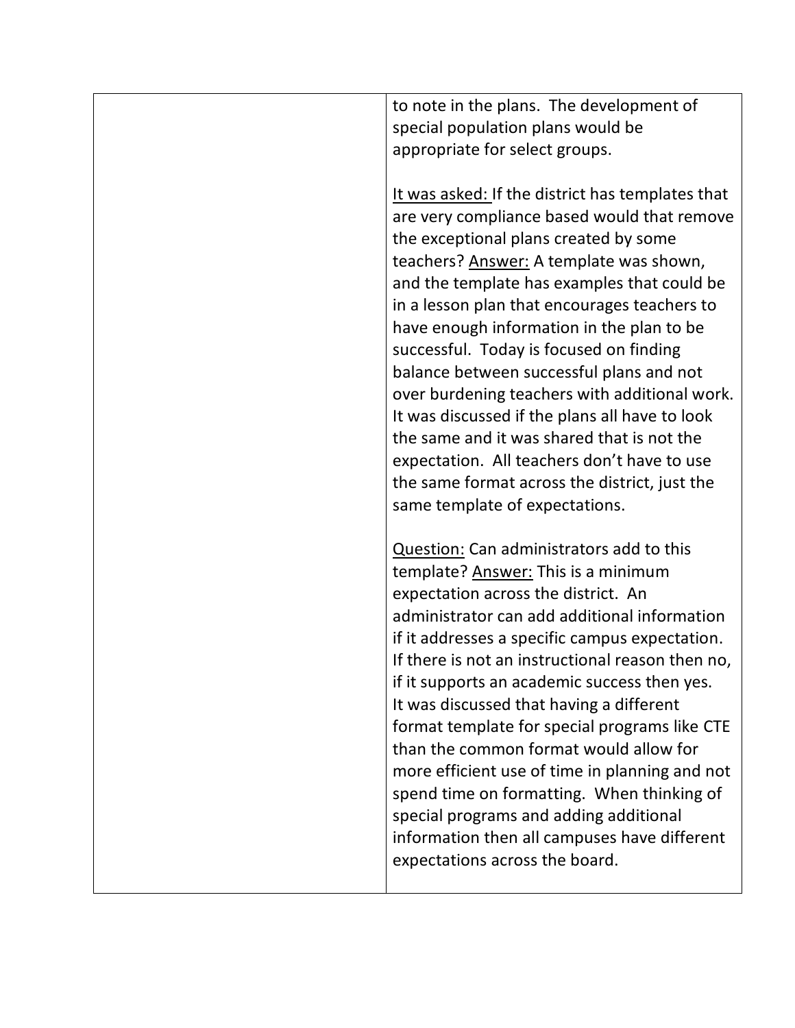| | |
|---|---|
| | to note in the plans. The development of special population plans would be appropriate for select groups.<br><br><u>It was asked:</u> If the district has templates that are very compliance based would that remove the exceptional plans created by some teachers? <u>Answer:</u> A template was shown, and the template has examples that could be in a lesson plan that encourages teachers to have enough information in the plan to be successful. Today is focused on finding balance between successful plans and not over burdening teachers with additional work. It was discussed if the plans all have to look the same and it was shared that is not the expectation. All teachers don't have to use the same format across the district, just the same template of expectations.<br><br><u>Question:</u> Can administrators add to this template? <u>Answer:</u> This is a minimum expectation across the district. An administrator can add additional information if it addresses a specific campus expectation. If there is not an instructional reason then no, if it supports an academic success then yes. It was discussed that having a different format template for special programs like CTE than the common format would allow for more efficient use of time in planning and not spend time on formatting. When thinking of special programs and adding additional information then all campuses have different expectations across the board. |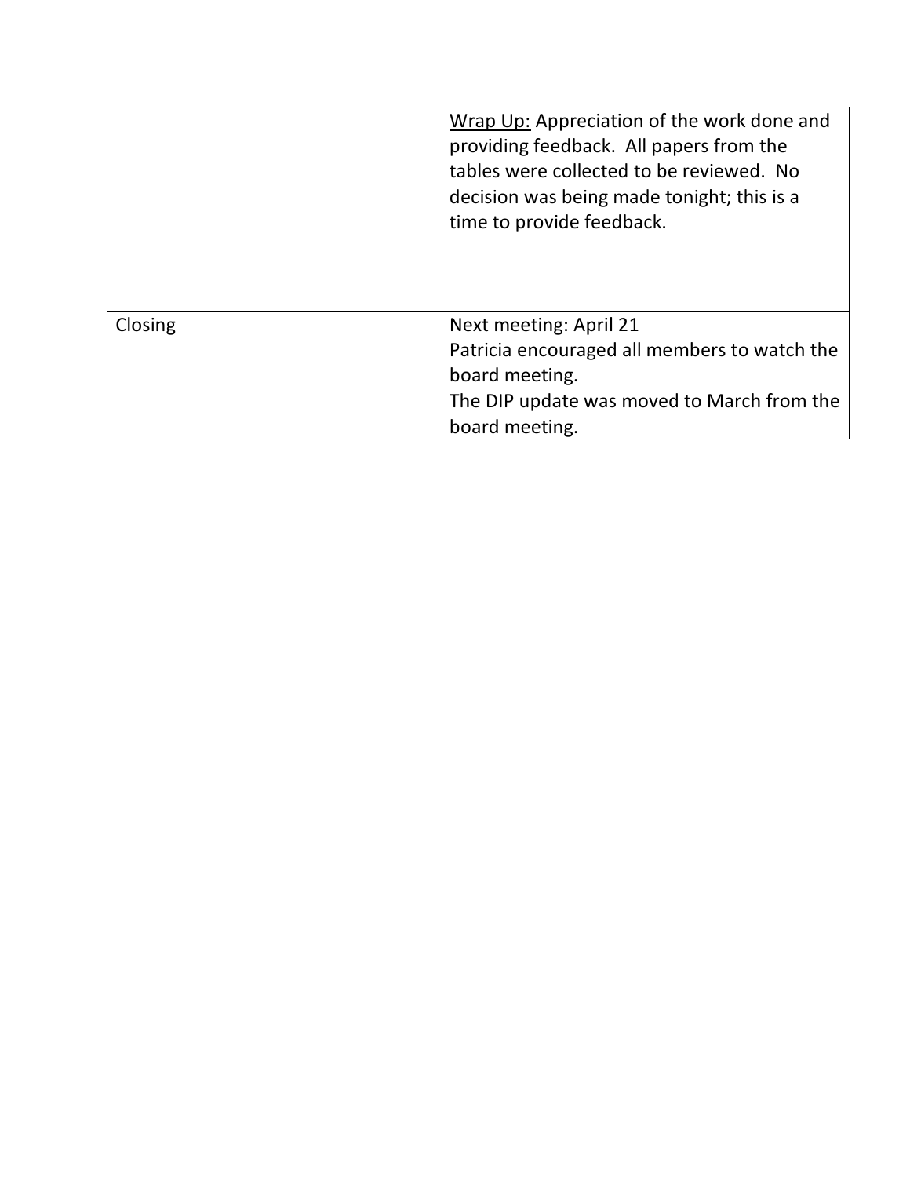| | |
|---|---|
| | Wrap Up: Appreciation of the work done and providing feedback. All papers from the tables were collected to be reviewed. No decision was being made tonight; this is a time to provide feedback. |
| Closing | Next meeting: April 21<br>Patricia encouraged all members to watch the board meeting.<br>The DIP update was moved to March from the board meeting. |